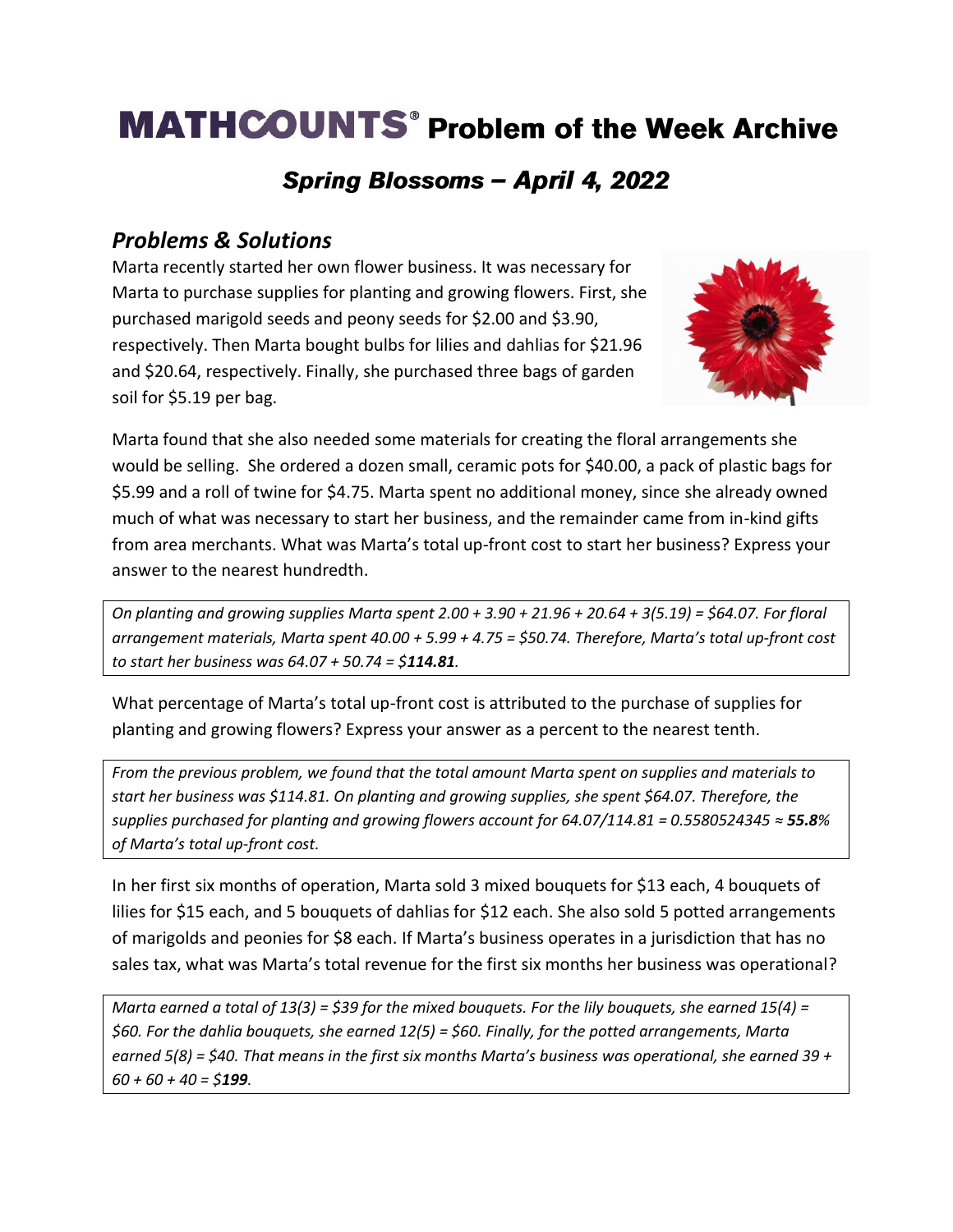# MATHCOUNTS® Problem of the Week Archive

## *Spring Blossoms – April 4, 2022*

### *Problems & Solutions*

Marta recently started her own flower business. It was necessary for Marta to purchase supplies for planting and growing flowers. First, she purchased marigold seeds and peony seeds for $2.00 and $3.90, respectively. Then Marta bought bulbs for lilies and dahlias for $21.96 and $20.64, respectively. Finally, she purchased three bags of garden soil for $5.19 per bag.

Marta found that she also needed some materials for creating the floral arrangements she would be selling. She ordered a dozen small, ceramic pots for $40.00, a pack of plastic bags for $5.99 and a roll of twine for $4.75. Marta spent no additional money, since she already owned much of what was necessary to start her business, and the remainder came from in-kind gifts from area merchants. What was Marta's total up-front cost to start her business? Express your answer to the nearest hundredth.

*On planting and growing supplies Marta spent 2.00 + 3.90 + 21.96 + 20.64 + 3(5.19) = $64.07. For floral arrangement materials, Marta spent 40.00 + 5.99 + 4.75 = $50.74. Therefore, Marta's total up-front cost to start her business was 64.07 + 50.74 = $**114.81**.*

What percentage of Marta's total up-front cost is attributed to the purchase of supplies for planting and growing flowers? Express your answer as a percent to the nearest tenth.

*From the previous problem, we found that the total amount Marta spent on supplies and materials to start her business was $114.81. On planting and growing supplies, she spent $64.07. Therefore, the supplies purchased for planting and growing flowers account for 64.07/114.81 = 0.5580524345 ≈ **55.8**% of Marta's total up-front cost.*

In her first six months of operation, Marta sold 3 mixed bouquets for $13 each, 4 bouquets of lilies for $15 each, and 5 bouquets of dahlias for $12 each. She also sold 5 potted arrangements of marigolds and peonies for $8 each. If Marta's business operates in a jurisdiction that has no sales tax, what was Marta's total revenue for the first six months her business was operational?

*Marta earned a total of 13(3) = $39 for the mixed bouquets. For the lily bouquets, she earned 15(4) = $60. For the dahlia bouquets, she earned 12(5) = $60. Finally, for the potted arrangements, Marta earned 5(8) = $40. That means in the first six months Marta's business was operational, she earned 39 + 60 + 60 + 40 = $**199**.*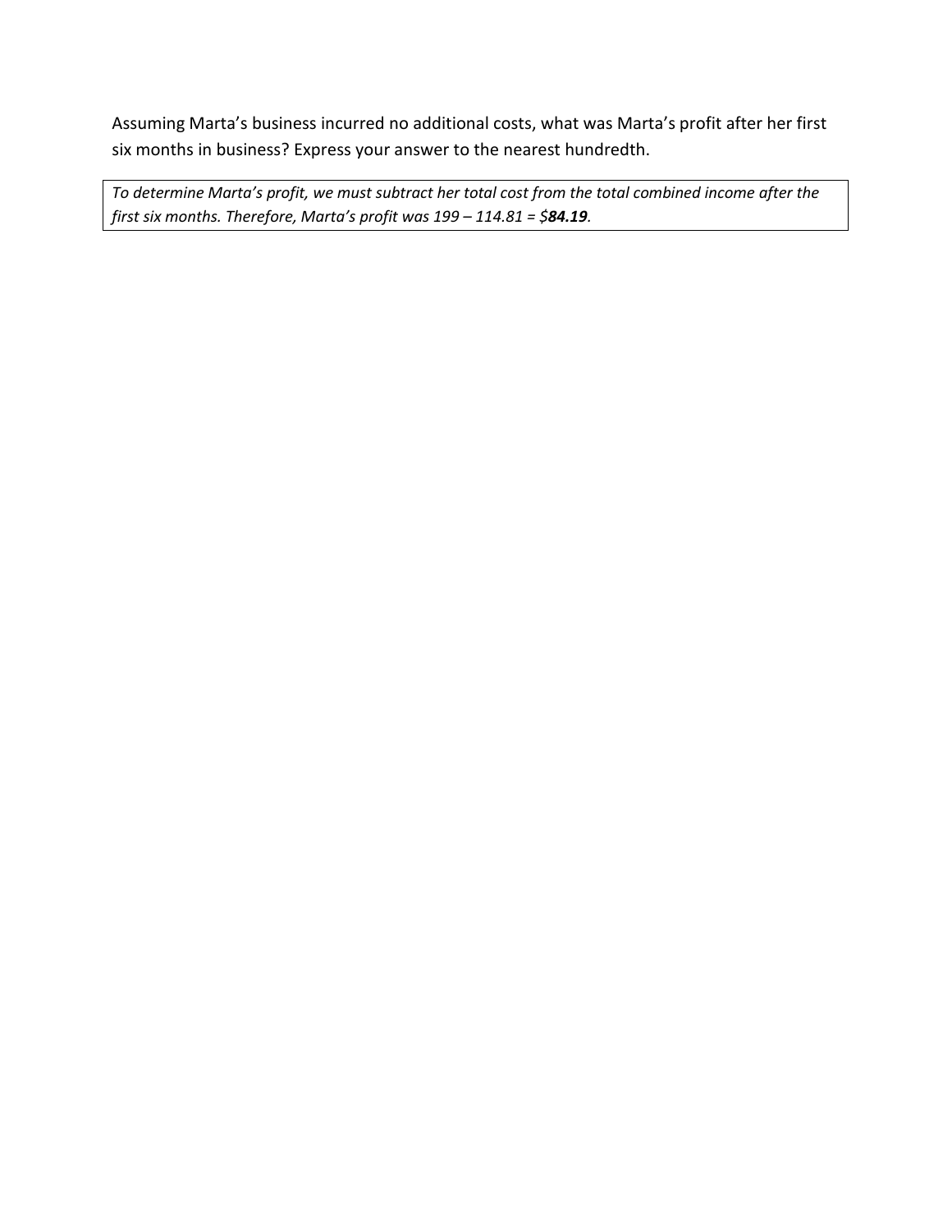Assuming Marta's business incurred no additional costs, what was Marta's profit after her first six months in business? Express your answer to the nearest hundredth.

*To determine Marta's profit, we must subtract her total cost from the total combined income after the first six months. Therefore, Marta's profit was 199 – 114.81 = $**84.19**.*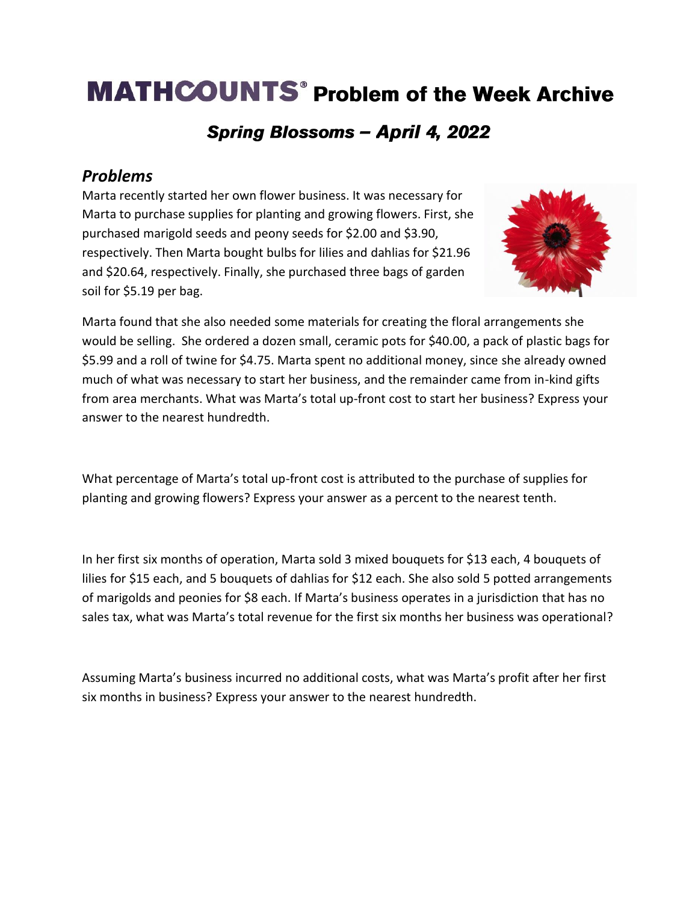# MATHCOUNTS® Problem of the Week Archive

## *Spring Blossoms – April 4, 2022*

### *Problems*

Marta recently started her own flower business. It was necessary for Marta to purchase supplies for planting and growing flowers. First, she purchased marigold seeds and peony seeds for $2.00 and $3.90, respectively. Then Marta bought bulbs for lilies and dahlias for $21.96 and $20.64, respectively. Finally, she purchased three bags of garden soil for $5.19 per bag.

Marta found that she also needed some materials for creating the floral arrangements she would be selling. She ordered a dozen small, ceramic pots for $40.00, a pack of plastic bags for $5.99 and a roll of twine for $4.75. Marta spent no additional money, since she already owned much of what was necessary to start her business, and the remainder came from in-kind gifts from area merchants. What was Marta's total up-front cost to start her business? Express your answer to the nearest hundredth.

What percentage of Marta's total up-front cost is attributed to the purchase of supplies for planting and growing flowers? Express your answer as a percent to the nearest tenth.

In her first six months of operation, Marta sold 3 mixed bouquets for $13 each, 4 bouquets of lilies for $15 each, and 5 bouquets of dahlias for $12 each. She also sold 5 potted arrangements of marigolds and peonies for $8 each. If Marta's business operates in a jurisdiction that has no sales tax, what was Marta's total revenue for the first six months her business was operational?

Assuming Marta's business incurred no additional costs, what was Marta's profit after her first six months in business? Express your answer to the nearest hundredth.